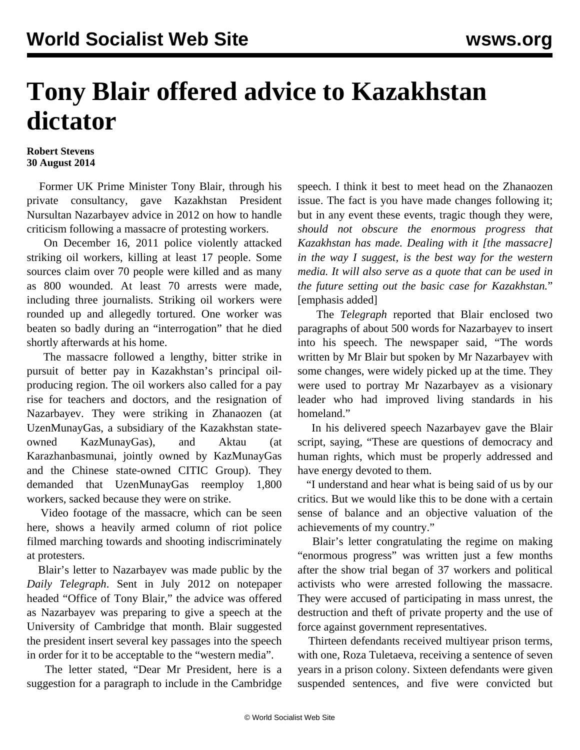# Tony Blair offered advice to Kazakhstan dictator

**Robert Stevens**
**30 August 2014**

Former UK Prime Minister Tony Blair, through his private consultancy, gave Kazakhstan President Nursultan Nazarbayev advice in 2012 on how to handle criticism following a massacre of protesting workers.

On December 16, 2011 police violently attacked striking oil workers, killing at least 17 people. Some sources claim over 70 people were killed and as many as 800 wounded. At least 70 arrests were made, including three journalists. Striking oil workers were rounded up and allegedly tortured. One worker was beaten so badly during an "interrogation" that he died shortly afterwards at his home.

The massacre followed a lengthy, bitter strike in pursuit of better pay in Kazakhstan's principal oil-producing region. The oil workers also called for a pay rise for teachers and doctors, and the resignation of Nazarbayev. They were striking in Zhanaozen (at UzenMunayGas, a subsidiary of the Kazakhstan state-owned KazMunayGas), and Aktau (at Karazhanbasmunai, jointly owned by KazMunayGas and the Chinese state-owned CITIC Group). They demanded that UzenMunayGas reemploy 1,800 workers, sacked because they were on strike.

Video footage of the massacre, which can be seen here, shows a heavily armed column of riot police filmed marching towards and shooting indiscriminately at protesters.

Blair's letter to Nazarbayev was made public by the *Daily Telegraph*. Sent in July 2012 on notepaper headed "Office of Tony Blair," the advice was offered as Nazarbayev was preparing to give a speech at the University of Cambridge that month. Blair suggested the president insert several key passages into the speech in order for it to be acceptable to the "western media".

The letter stated, "Dear Mr President, here is a suggestion for a paragraph to include in the Cambridge speech. I think it best to meet head on the Zhanaozen issue. The fact is you have made changes following it; but in any event these events, tragic though they were, *should not obscure the enormous progress that Kazakhstan has made. Dealing with it [the massacre] in the way I suggest, is the best way for the western media. It will also serve as a quote that can be used in the future setting out the basic case for Kazakhstan.*" [emphasis added]

The *Telegraph* reported that Blair enclosed two paragraphs of about 500 words for Nazarbayev to insert into his speech. The newspaper said, "The words written by Mr Blair but spoken by Mr Nazarbayev with some changes, were widely picked up at the time. They were used to portray Mr Nazarbayev as a visionary leader who had improved living standards in his homeland."

In his delivered speech Nazarbayev gave the Blair script, saying, "These are questions of democracy and human rights, which must be properly addressed and have energy devoted to them.

"I understand and hear what is being said of us by our critics. But we would like this to be done with a certain sense of balance and an objective valuation of the achievements of my country."

Blair's letter congratulating the regime on making "enormous progress" was written just a few months after the show trial began of 37 workers and political activists who were arrested following the massacre. They were accused of participating in mass unrest, the destruction and theft of private property and the use of force against government representatives.

Thirteen defendants received multiyear prison terms, with one, Roza Tuletaeva, receiving a sentence of seven years in a prison colony. Sixteen defendants were given suspended sentences, and five were convicted but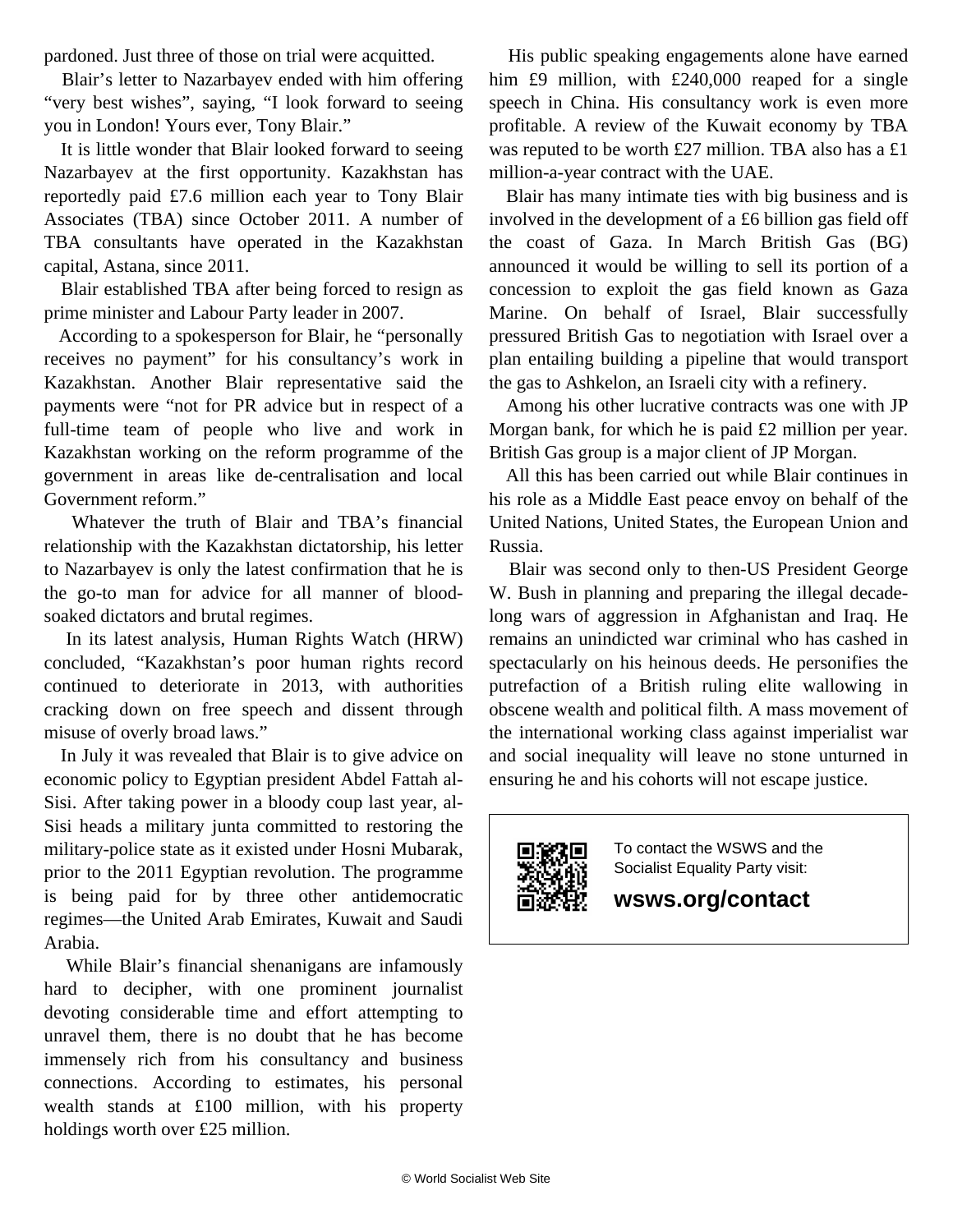pardoned. Just three of those on trial were acquitted.

Blair's letter to Nazarbayev ended with him offering "very best wishes", saying, "I look forward to seeing you in London! Yours ever, Tony Blair."

It is little wonder that Blair looked forward to seeing Nazarbayev at the first opportunity. Kazakhstan has reportedly paid £7.6 million each year to Tony Blair Associates (TBA) since October 2011. A number of TBA consultants have operated in the Kazakhstan capital, Astana, since 2011.

Blair established TBA after being forced to resign as prime minister and Labour Party leader in 2007.

According to a spokesperson for Blair, he "personally receives no payment" for his consultancy's work in Kazakhstan. Another Blair representative said the payments were "not for PR advice but in respect of a full-time team of people who live and work in Kazakhstan working on the reform programme of the government in areas like de-centralisation and local Government reform."

Whatever the truth of Blair and TBA's financial relationship with the Kazakhstan dictatorship, his letter to Nazarbayev is only the latest confirmation that he is the go-to man for advice for all manner of blood-soaked dictators and brutal regimes.

In its latest analysis, Human Rights Watch (HRW) concluded, "Kazakhstan's poor human rights record continued to deteriorate in 2013, with authorities cracking down on free speech and dissent through misuse of overly broad laws."

In July it was revealed that Blair is to give advice on economic policy to Egyptian president Abdel Fattah al-Sisi. After taking power in a bloody coup last year, al-Sisi heads a military junta committed to restoring the military-police state as it existed under Hosni Mubarak, prior to the 2011 Egyptian revolution. The programme is being paid for by three other antidemocratic regimes—the United Arab Emirates, Kuwait and Saudi Arabia.

While Blair's financial shenanigans are infamously hard to decipher, with one prominent journalist devoting considerable time and effort attempting to unravel them, there is no doubt that he has become immensely rich from his consultancy and business connections. According to estimates, his personal wealth stands at £100 million, with his property holdings worth over £25 million.

His public speaking engagements alone have earned him £9 million, with £240,000 reaped for a single speech in China. His consultancy work is even more profitable. A review of the Kuwait economy by TBA was reputed to be worth £27 million. TBA also has a £1 million-a-year contract with the UAE.

Blair has many intimate ties with big business and is involved in the development of a £6 billion gas field off the coast of Gaza. In March British Gas (BG) announced it would be willing to sell its portion of a concession to exploit the gas field known as Gaza Marine. On behalf of Israel, Blair successfully pressured British Gas to negotiation with Israel over a plan entailing building a pipeline that would transport the gas to Ashkelon, an Israeli city with a refinery.

Among his other lucrative contracts was one with JP Morgan bank, for which he is paid £2 million per year. British Gas group is a major client of JP Morgan.

All this has been carried out while Blair continues in his role as a Middle East peace envoy on behalf of the United Nations, United States, the European Union and Russia.

Blair was second only to then-US President George W. Bush in planning and preparing the illegal decade-long wars of aggression in Afghanistan and Iraq. He remains an unindicted war criminal who has cashed in spectacularly on his heinous deeds. He personifies the putrefaction of a British ruling elite wallowing in obscene wealth and political filth. A mass movement of the international working class against imperialist war and social inequality will leave no stone unturned in ensuring he and his cohorts will not escape justice.

To contact the WSWS and the Socialist Equality Party visit:

**wsws.org/contact**